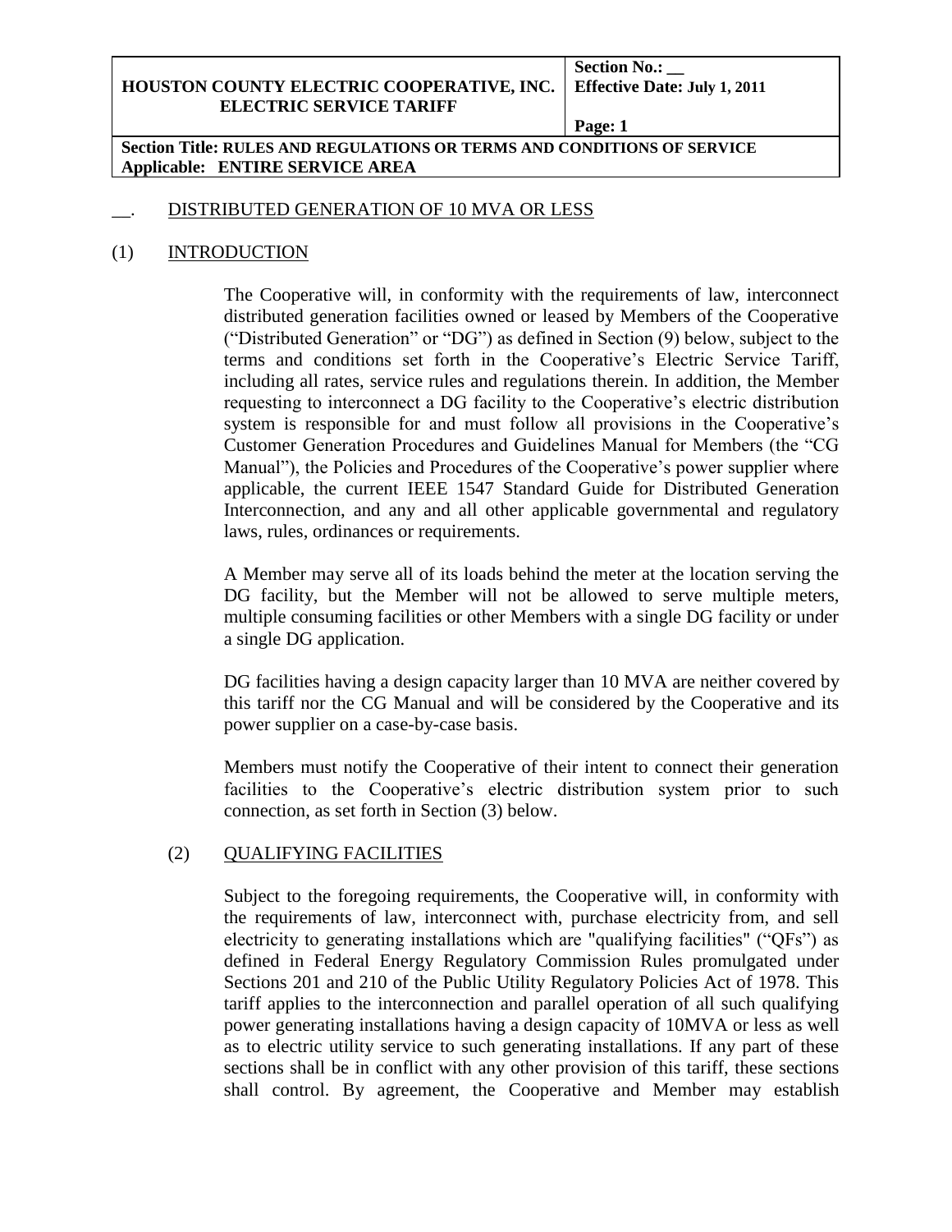| HOUSTON COUNTY ELECTRIC COOPERATIVE, INC. ELECTRIC SERVICE TARIFF | Section No.: __ Effective Date: July 1, 2011 Page: 1 |
|---|---|
| Section Title: RULES AND REGULATIONS OR TERMS AND CONDITIONS OF SERVICE Applicable: ENTIRE SERVICE AREA | |

__. DISTRIBUTED GENERATION OF 10 MVA OR LESS

(1) INTRODUCTION

The Cooperative will, in conformity with the requirements of law, interconnect distributed generation facilities owned or leased by Members of the Cooperative ("Distributed Generation" or "DG") as defined in Section (9) below, subject to the terms and conditions set forth in the Cooperative's Electric Service Tariff, including all rates, service rules and regulations therein. In addition, the Member requesting to interconnect a DG facility to the Cooperative's electric distribution system is responsible for and must follow all provisions in the Cooperative's Customer Generation Procedures and Guidelines Manual for Members (the "CG Manual"), the Policies and Procedures of the Cooperative's power supplier where applicable, the current IEEE 1547 Standard Guide for Distributed Generation Interconnection, and any and all other applicable governmental and regulatory laws, rules, ordinances or requirements.

A Member may serve all of its loads behind the meter at the location serving the DG facility, but the Member will not be allowed to serve multiple meters, multiple consuming facilities or other Members with a single DG facility or under a single DG application.

DG facilities having a design capacity larger than 10 MVA are neither covered by this tariff nor the CG Manual and will be considered by the Cooperative and its power supplier on a case-by-case basis.

Members must notify the Cooperative of their intent to connect their generation facilities to the Cooperative's electric distribution system prior to such connection, as set forth in Section (3) below.

(2) QUALIFYING FACILITIES

Subject to the foregoing requirements, the Cooperative will, in conformity with the requirements of law, interconnect with, purchase electricity from, and sell electricity to generating installations which are "qualifying facilities" ("QFs") as defined in Federal Energy Regulatory Commission Rules promulgated under Sections 201 and 210 of the Public Utility Regulatory Policies Act of 1978. This tariff applies to the interconnection and parallel operation of all such qualifying power generating installations having a design capacity of 10MVA or less as well as to electric utility service to such generating installations. If any part of these sections shall be in conflict with any other provision of this tariff, these sections shall control. By agreement, the Cooperative and Member may establish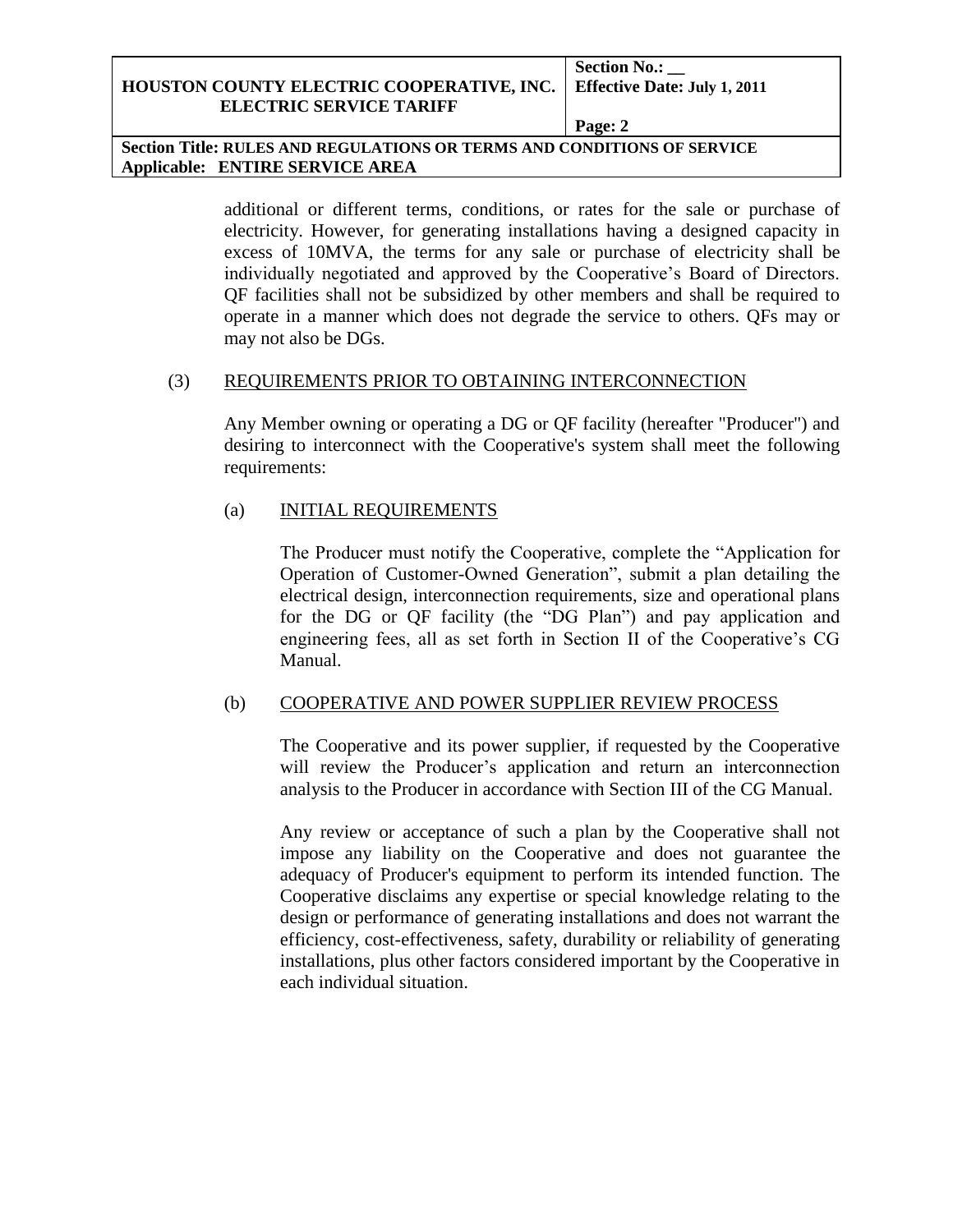additional or different terms, conditions, or rates for the sale or purchase of electricity. However, for generating installations having a designed capacity in excess of 10MVA, the terms for any sale or purchase of electricity shall be individually negotiated and approved by the Cooperative's Board of Directors. QF facilities shall not be subsidized by other members and shall be required to operate in a manner which does not degrade the service to others. QFs may or may not also be DGs.

(3) REQUIREMENTS PRIOR TO OBTAINING INTERCONNECTION

Any Member owning or operating a DG or QF facility (hereafter "Producer") and desiring to interconnect with the Cooperative's system shall meet the following requirements:

(a) INITIAL REQUIREMENTS

The Producer must notify the Cooperative, complete the "Application for Operation of Customer-Owned Generation", submit a plan detailing the electrical design, interconnection requirements, size and operational plans for the DG or QF facility (the "DG Plan") and pay application and engineering fees, all as set forth in Section II of the Cooperative's CG Manual.

(b) COOPERATIVE AND POWER SUPPLIER REVIEW PROCESS

The Cooperative and its power supplier, if requested by the Cooperative will review the Producer's application and return an interconnection analysis to the Producer in accordance with Section III of the CG Manual.

Any review or acceptance of such a plan by the Cooperative shall not impose any liability on the Cooperative and does not guarantee the adequacy of Producer's equipment to perform its intended function. The Cooperative disclaims any expertise or special knowledge relating to the design or performance of generating installations and does not warrant the efficiency, cost-effectiveness, safety, durability or reliability of generating installations, plus other factors considered important by the Cooperative in each individual situation.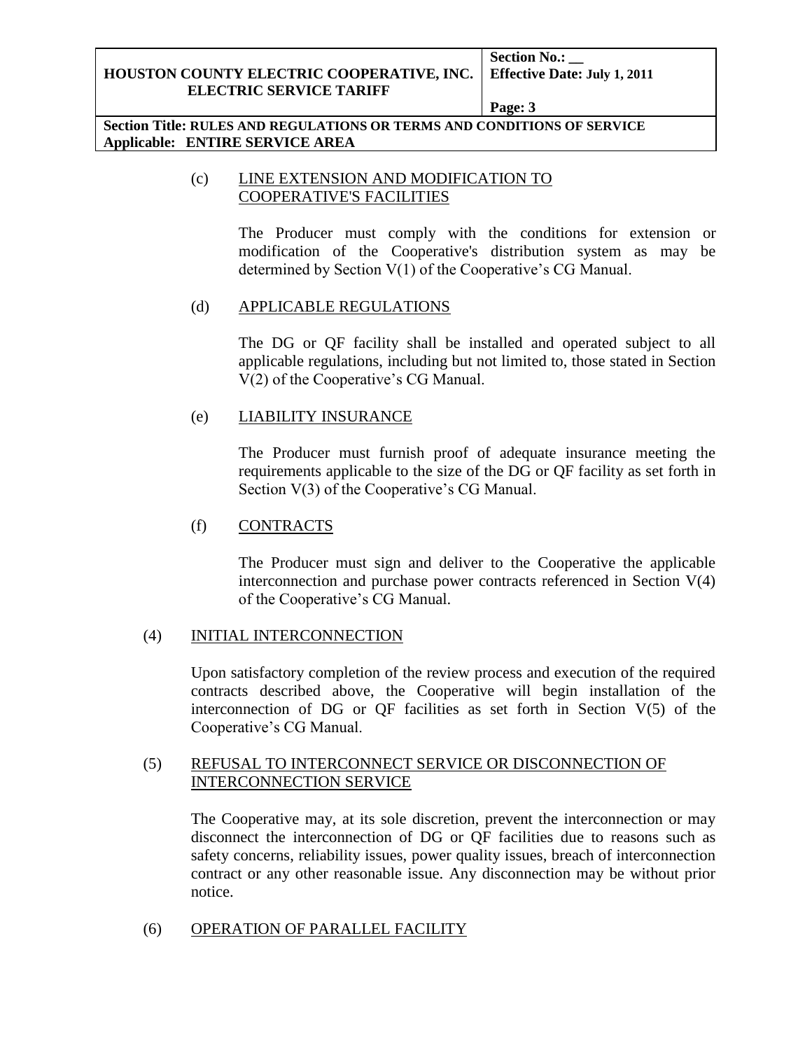(c) LINE EXTENSION AND MODIFICATION TO COOPERATIVE'S FACILITIES

The Producer must comply with the conditions for extension or modification of the Cooperative's distribution system as may be determined by Section V(1) of the Cooperative's CG Manual.

(d) APPLICABLE REGULATIONS

The DG or QF facility shall be installed and operated subject to all applicable regulations, including but not limited to, those stated in Section V(2) of the Cooperative's CG Manual.

(e) LIABILITY INSURANCE

The Producer must furnish proof of adequate insurance meeting the requirements applicable to the size of the DG or QF facility as set forth in Section V(3) of the Cooperative's CG Manual.

(f) CONTRACTS

The Producer must sign and deliver to the Cooperative the applicable interconnection and purchase power contracts referenced in Section V(4) of the Cooperative's CG Manual.

(4) INITIAL INTERCONNECTION

Upon satisfactory completion of the review process and execution of the required contracts described above, the Cooperative will begin installation of the interconnection of DG or QF facilities as set forth in Section V(5) of the Cooperative's CG Manual.

(5) REFUSAL TO INTERCONNECT SERVICE OR DISCONNECTION OF INTERCONNECTION SERVICE

The Cooperative may, at its sole discretion, prevent the interconnection or may disconnect the interconnection of DG or QF facilities due to reasons such as safety concerns, reliability issues, power quality issues, breach of interconnection contract or any other reasonable issue. Any disconnection may be without prior notice.

(6) OPERATION OF PARALLEL FACILITY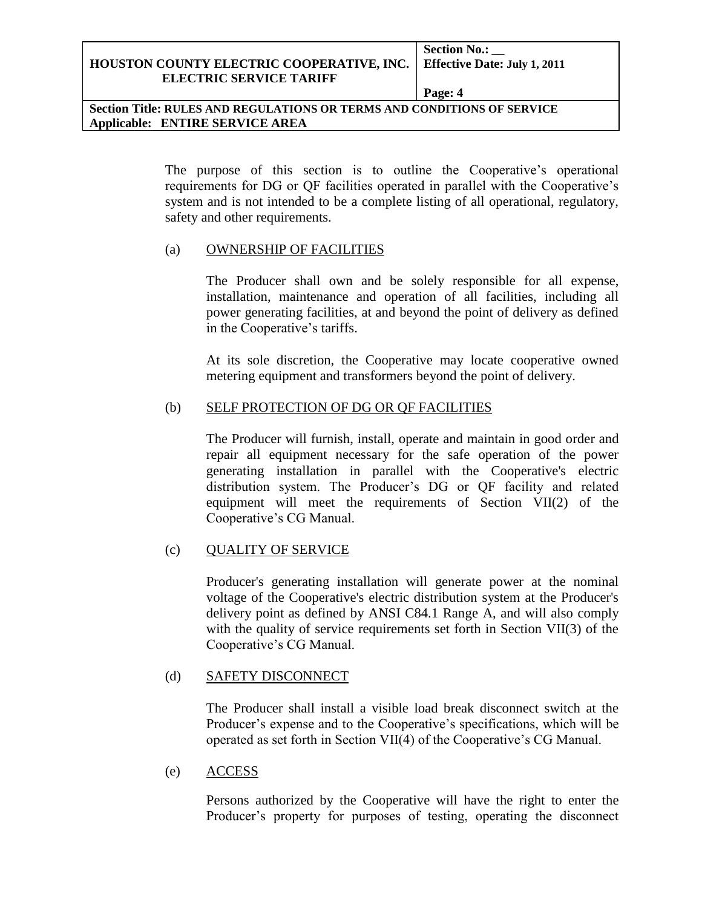The purpose of this section is to outline the Cooperative's operational requirements for DG or QF facilities operated in parallel with the Cooperative's system and is not intended to be a complete listing of all operational, regulatory, safety and other requirements.

(a) OWNERSHIP OF FACILITIES

The Producer shall own and be solely responsible for all expense, installation, maintenance and operation of all facilities, including all power generating facilities, at and beyond the point of delivery as defined in the Cooperative's tariffs.

At its sole discretion, the Cooperative may locate cooperative owned metering equipment and transformers beyond the point of delivery.

(b) SELF PROTECTION OF DG OR QF FACILITIES

The Producer will furnish, install, operate and maintain in good order and repair all equipment necessary for the safe operation of the power generating installation in parallel with the Cooperative's electric distribution system. The Producer's DG or QF facility and related equipment will meet the requirements of Section VII(2) of the Cooperative's CG Manual.

(c) QUALITY OF SERVICE

Producer's generating installation will generate power at the nominal voltage of the Cooperative's electric distribution system at the Producer's delivery point as defined by ANSI C84.1 Range A, and will also comply with the quality of service requirements set forth in Section VII(3) of the Cooperative's CG Manual.

(d) SAFETY DISCONNECT

The Producer shall install a visible load break disconnect switch at the Producer's expense and to the Cooperative's specifications, which will be operated as set forth in Section VII(4) of the Cooperative's CG Manual.

(e) ACCESS

Persons authorized by the Cooperative will have the right to enter the Producer's property for purposes of testing, operating the disconnect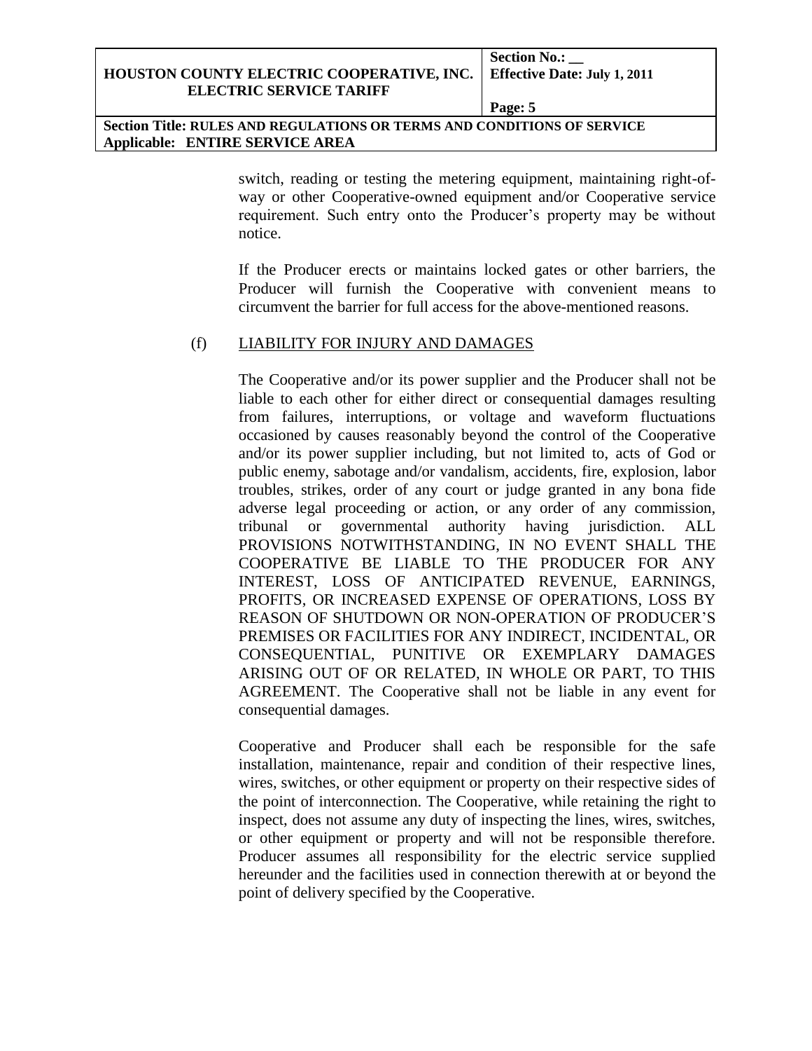switch, reading or testing the metering equipment, maintaining right-of-way or other Cooperative-owned equipment and/or Cooperative service requirement. Such entry onto the Producer's property may be without notice.

If the Producer erects or maintains locked gates or other barriers, the Producer will furnish the Cooperative with convenient means to circumvent the barrier for full access for the above-mentioned reasons.

(f) <u>LIABILITY FOR INJURY AND DAMAGES</u>

The Cooperative and/or its power supplier and the Producer shall not be liable to each other for either direct or consequential damages resulting from failures, interruptions, or voltage and waveform fluctuations occasioned by causes reasonably beyond the control of the Cooperative and/or its power supplier including, but not limited to, acts of God or public enemy, sabotage and/or vandalism, accidents, fire, explosion, labor troubles, strikes, order of any court or judge granted in any bona fide adverse legal proceeding or action, or any order of any commission, tribunal or governmental authority having jurisdiction. ALL PROVISIONS NOTWITHSTANDING, IN NO EVENT SHALL THE COOPERATIVE BE LIABLE TO THE PRODUCER FOR ANY INTEREST, LOSS OF ANTICIPATED REVENUE, EARNINGS, PROFITS, OR INCREASED EXPENSE OF OPERATIONS, LOSS BY REASON OF SHUTDOWN OR NON-OPERATION OF PRODUCER'S PREMISES OR FACILITIES FOR ANY INDIRECT, INCIDENTAL, OR CONSEQUENTIAL, PUNITIVE OR EXEMPLARY DAMAGES ARISING OUT OF OR RELATED, IN WHOLE OR PART, TO THIS AGREEMENT. The Cooperative shall not be liable in any event for consequential damages.

Cooperative and Producer shall each be responsible for the safe installation, maintenance, repair and condition of their respective lines, wires, switches, or other equipment or property on their respective sides of the point of interconnection. The Cooperative, while retaining the right to inspect, does not assume any duty of inspecting the lines, wires, switches, or other equipment or property and will not be responsible therefore. Producer assumes all responsibility for the electric service supplied hereunder and the facilities used in connection therewith at or beyond the point of delivery specified by the Cooperative.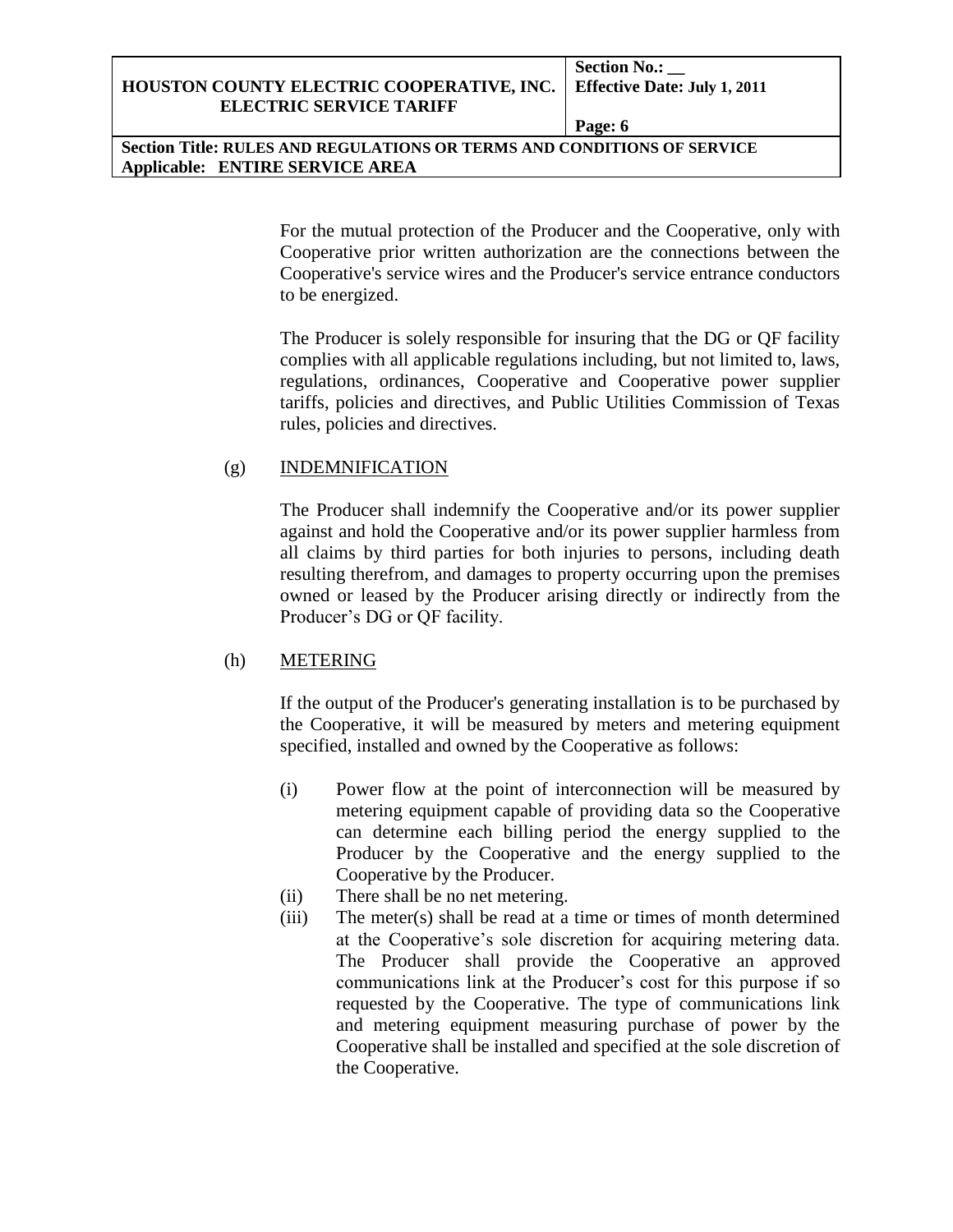For the mutual protection of the Producer and the Cooperative, only with Cooperative prior written authorization are the connections between the Cooperative's service wires and the Producer's service entrance conductors to be energized.

The Producer is solely responsible for insuring that the DG or QF facility complies with all applicable regulations including, but not limited to, laws, regulations, ordinances, Cooperative and Cooperative power supplier tariffs, policies and directives, and Public Utilities Commission of Texas rules, policies and directives.

(g) INDEMNIFICATION

The Producer shall indemnify the Cooperative and/or its power supplier against and hold the Cooperative and/or its power supplier harmless from all claims by third parties for both injuries to persons, including death resulting therefrom, and damages to property occurring upon the premises owned or leased by the Producer arising directly or indirectly from the Producer's DG or QF facility.

(h) METERING

If the output of the Producer's generating installation is to be purchased by the Cooperative, it will be measured by meters and metering equipment specified, installed and owned by the Cooperative as follows:

(i) Power flow at the point of interconnection will be measured by metering equipment capable of providing data so the Cooperative can determine each billing period the energy supplied to the Producer by the Cooperative and the energy supplied to the Cooperative by the Producer.

(ii) There shall be no net metering.

(iii) The meter(s) shall be read at a time or times of month determined at the Cooperative's sole discretion for acquiring metering data. The Producer shall provide the Cooperative an approved communications link at the Producer's cost for this purpose if so requested by the Cooperative. The type of communications link and metering equipment measuring purchase of power by the Cooperative shall be installed and specified at the sole discretion of the Cooperative.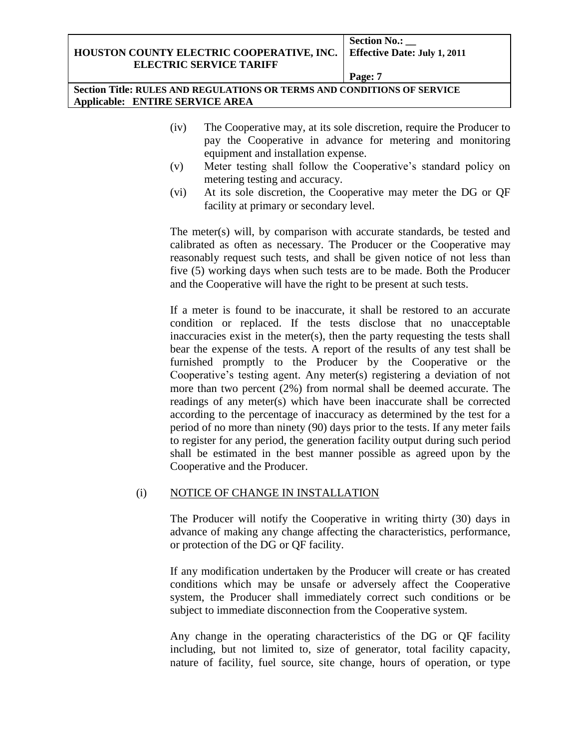(iv) The Cooperative may, at its sole discretion, require the Producer to pay the Cooperative in advance for metering and monitoring equipment and installation expense.

(v) Meter testing shall follow the Cooperative's standard policy on metering testing and accuracy.

(vi) At its sole discretion, the Cooperative may meter the DG or QF facility at primary or secondary level.

The meter(s) will, by comparison with accurate standards, be tested and calibrated as often as necessary. The Producer or the Cooperative may reasonably request such tests, and shall be given notice of not less than five (5) working days when such tests are to be made. Both the Producer and the Cooperative will have the right to be present at such tests.

If a meter is found to be inaccurate, it shall be restored to an accurate condition or replaced. If the tests disclose that no unacceptable inaccuracies exist in the meter(s), then the party requesting the tests shall bear the expense of the tests. A report of the results of any test shall be furnished promptly to the Producer by the Cooperative or the Cooperative's testing agent. Any meter(s) registering a deviation of not more than two percent (2%) from normal shall be deemed accurate. The readings of any meter(s) which have been inaccurate shall be corrected according to the percentage of inaccuracy as determined by the test for a period of no more than ninety (90) days prior to the tests. If any meter fails to register for any period, the generation facility output during such period shall be estimated in the best manner possible as agreed upon by the Cooperative and the Producer.

(i) <u>NOTICE OF CHANGE IN INSTALLATION</u>

The Producer will notify the Cooperative in writing thirty (30) days in advance of making any change affecting the characteristics, performance, or protection of the DG or QF facility.

If any modification undertaken by the Producer will create or has created conditions which may be unsafe or adversely affect the Cooperative system, the Producer shall immediately correct such conditions or be subject to immediate disconnection from the Cooperative system.

Any change in the operating characteristics of the DG or QF facility including, but not limited to, size of generator, total facility capacity, nature of facility, fuel source, site change, hours of operation, or type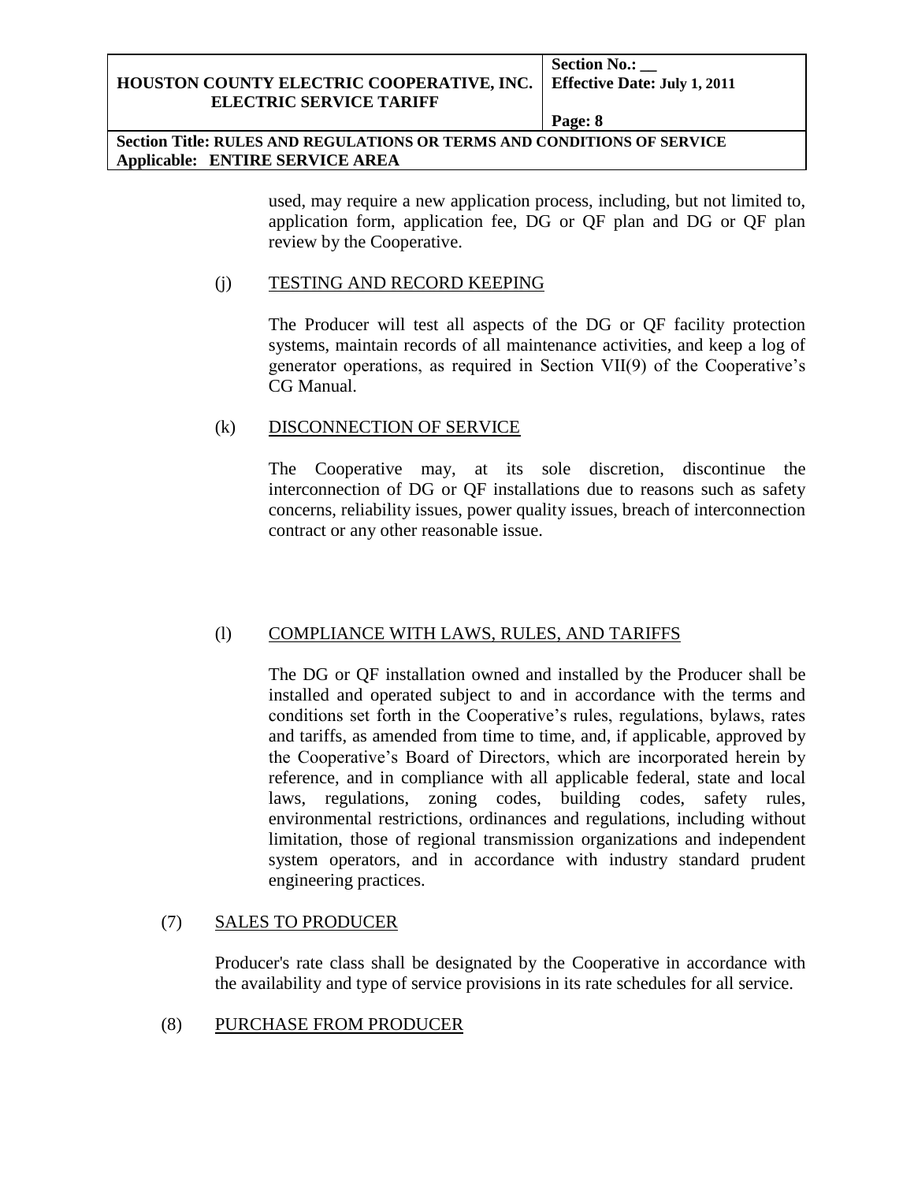used, may require a new application process, including, but not limited to, application form, application fee, DG or QF plan and DG or QF plan review by the Cooperative.

(j) TESTING AND RECORD KEEPING

The Producer will test all aspects of the DG or QF facility protection systems, maintain records of all maintenance activities, and keep a log of generator operations, as required in Section VII(9) of the Cooperative's CG Manual.

(k) DISCONNECTION OF SERVICE

The Cooperative may, at its sole discretion, discontinue the interconnection of DG or QF installations due to reasons such as safety concerns, reliability issues, power quality issues, breach of interconnection contract or any other reasonable issue.

(l) COMPLIANCE WITH LAWS, RULES, AND TARIFFS

The DG or QF installation owned and installed by the Producer shall be installed and operated subject to and in accordance with the terms and conditions set forth in the Cooperative's rules, regulations, bylaws, rates and tariffs, as amended from time to time, and, if applicable, approved by the Cooperative's Board of Directors, which are incorporated herein by reference, and in compliance with all applicable federal, state and local laws, regulations, zoning codes, building codes, safety rules, environmental restrictions, ordinances and regulations, including without limitation, those of regional transmission organizations and independent system operators, and in accordance with industry standard prudent engineering practices.

(7) SALES TO PRODUCER

Producer's rate class shall be designated by the Cooperative in accordance with the availability and type of service provisions in its rate schedules for all service.

(8) PURCHASE FROM PRODUCER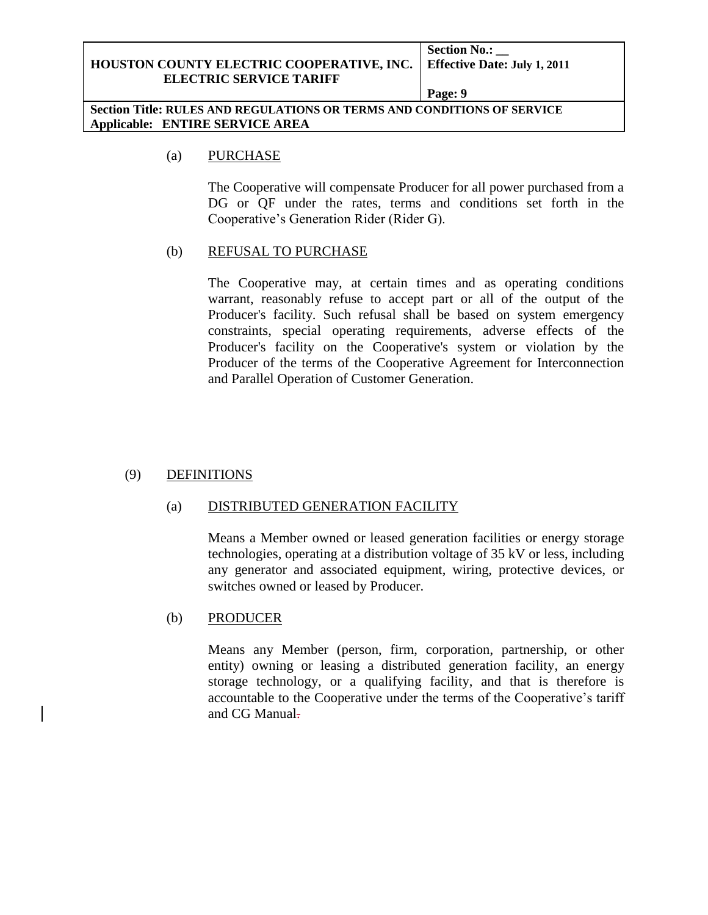(a) PURCHASE

The Cooperative will compensate Producer for all power purchased from a DG or QF under the rates, terms and conditions set forth in the Cooperative's Generation Rider (Rider G).

(b) REFUSAL TO PURCHASE

The Cooperative may, at certain times and as operating conditions warrant, reasonably refuse to accept part or all of the output of the Producer's facility. Such refusal shall be based on system emergency constraints, special operating requirements, adverse effects of the Producer's facility on the Cooperative's system or violation by the Producer of the terms of the Cooperative Agreement for Interconnection and Parallel Operation of Customer Generation.

(9) DEFINITIONS

(a) DISTRIBUTED GENERATION FACILITY

Means a Member owned or leased generation facilities or energy storage technologies, operating at a distribution voltage of 35 kV or less, including any generator and associated equipment, wiring, protective devices, or switches owned or leased by Producer.

(b) PRODUCER

Means any Member (person, firm, corporation, partnership, or other entity) owning or leasing a distributed generation facility, an energy storage technology, or a qualifying facility, and that is therefore is accountable to the Cooperative under the terms of the Cooperative's tariff and CG Manual.